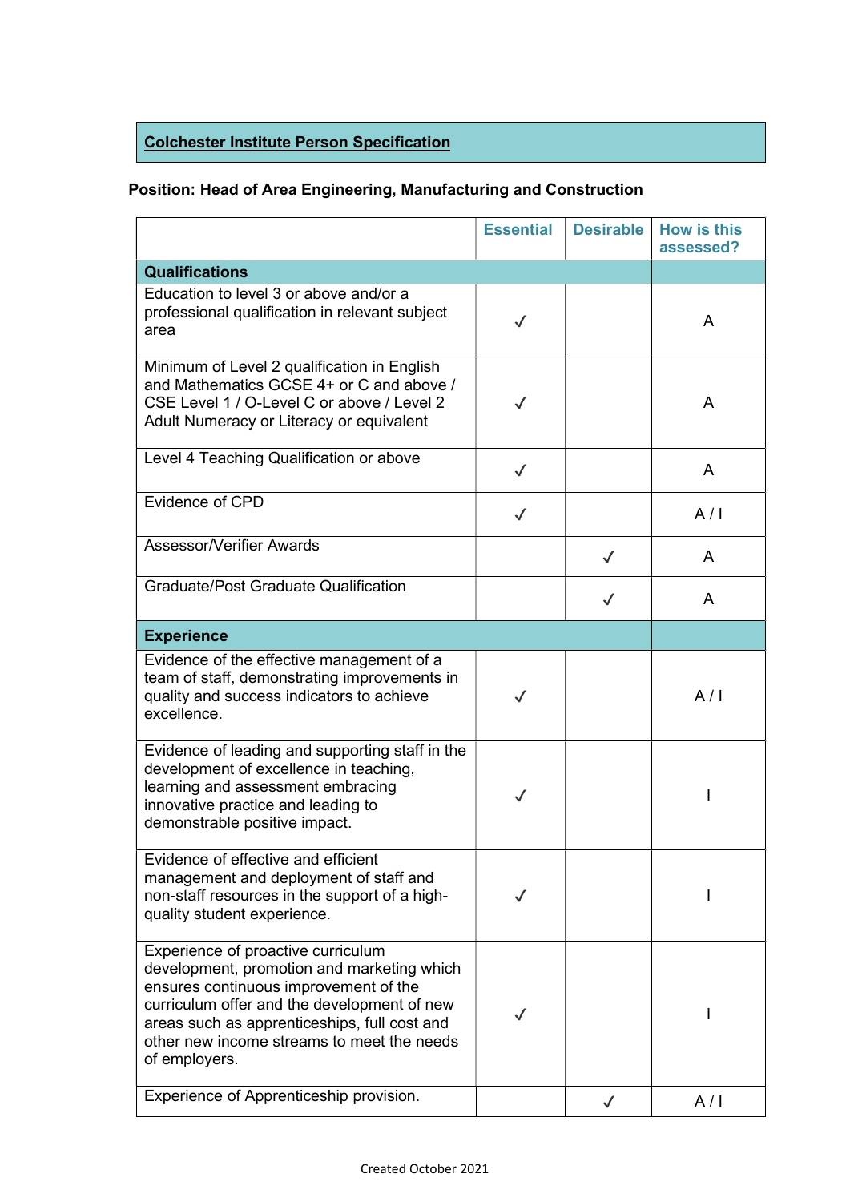## Colchester Institute Person Specification

**Position: Head of Area Engineering, Manufacturing and Construction**

| | Essential | Desirable | How is this assessed? |
|---|---|---|---|
| **Qualifications** | | | |
| Education to level 3 or above and/or a professional qualification in relevant subject area | ✓ | | A |
| Minimum of Level 2 qualification in English and Mathematics GCSE 4+ or C and above / CSE Level 1 / O-Level C or above / Level 2 Adult Numeracy or Literacy or equivalent | ✓ | | A |
| Level 4 Teaching Qualification or above | ✓ | | A |
| Evidence of CPD | ✓ | | A / I |
| Assessor/Verifier Awards | | ✓ | A |
| Graduate/Post Graduate Qualification | | ✓ | A |
| **Experience** | | | |
| Evidence of the effective management of a team of staff, demonstrating improvements in quality and success indicators to achieve excellence. | ✓ | | A / I |
| Evidence of leading and supporting staff in the development of excellence in teaching, learning and assessment embracing innovative practice and leading to demonstrable positive impact. | ✓ | | I |
| Evidence of effective and efficient management and deployment of staff and non-staff resources in the support of a high-quality student experience. | ✓ | | I |
| Experience of proactive curriculum development, promotion and marketing which ensures continuous improvement of the curriculum offer and the development of new areas such as apprenticeships, full cost and other new income streams to meet the needs of employers. | ✓ | | I |
| Experience of Apprenticeship provision. | | ✓ | A / I |

Created October 2021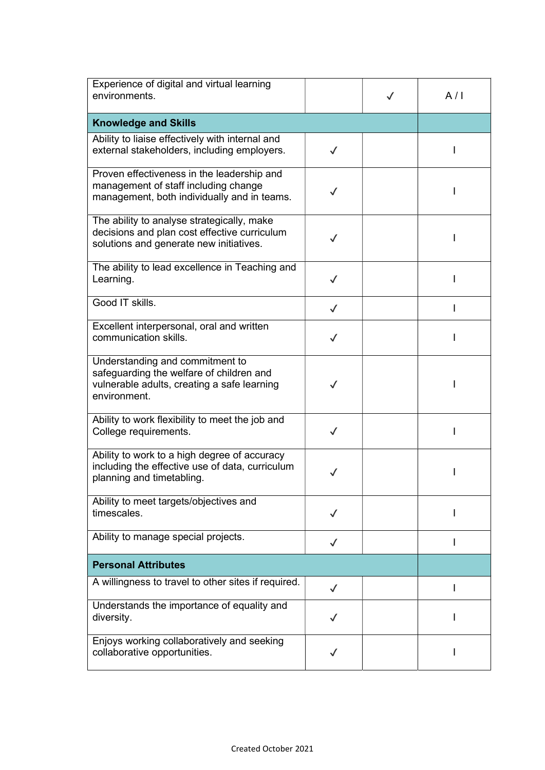| | | | |
|---|---|---|---|
| Experience of digital and virtual learning environments. | | ✓ | A / I |
| **Knowledge and Skills** | | | |
| Ability to liaise effectively with internal and external stakeholders, including employers. | ✓ | | I |
| Proven effectiveness in the leadership and management of staff including change management, both individually and in teams. | ✓ | | I |
| The ability to analyse strategically, make decisions and plan cost effective curriculum solutions and generate new initiatives. | ✓ | | I |
| The ability to lead excellence in Teaching and Learning. | ✓ | | I |
| Good IT skills. | ✓ | | I |
| Excellent interpersonal, oral and written communication skills. | ✓ | | I |
| Understanding and commitment to safeguarding the welfare of children and vulnerable adults, creating a safe learning environment. | ✓ | | I |
| Ability to work flexibility to meet the job and College requirements. | ✓ | | I |
| Ability to work to a high degree of accuracy including the effective use of data, curriculum planning and timetabling. | ✓ | | I |
| Ability to meet targets/objectives and timescales. | ✓ | | I |
| Ability to manage special projects. | ✓ | | I |
| **Personal Attributes** | | | |
| A willingness to travel to other sites if required. | ✓ | | I |
| Understands the importance of equality and diversity. | ✓ | | I |
| Enjoys working collaboratively and seeking collaborative opportunities. | ✓ | | I |

Created October 2021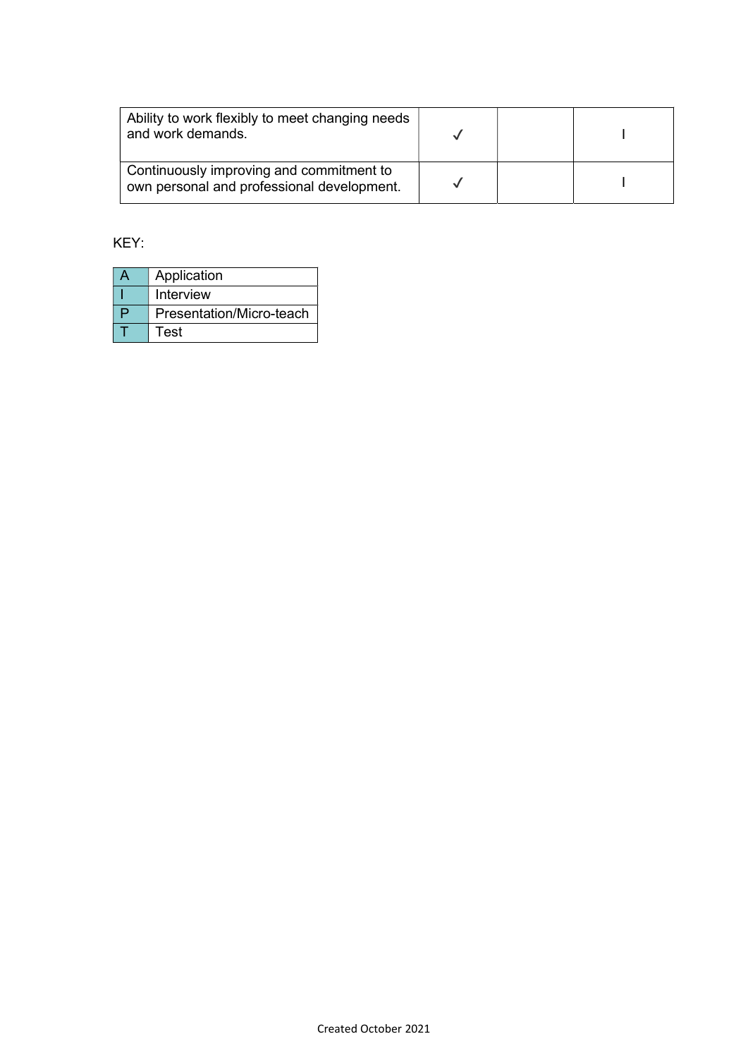| | | | |
|---|---|---|---|
| Ability to work flexibly to meet changing needs and work demands. | ✓ | | I |
| Continuously improving and commitment to own personal and professional development. | ✓ | | I |

KEY:

| | |
|---|---|
| A | Application |
| I | Interview |
| P | Presentation/Micro-teach |
| T | Test |

Created October 2021